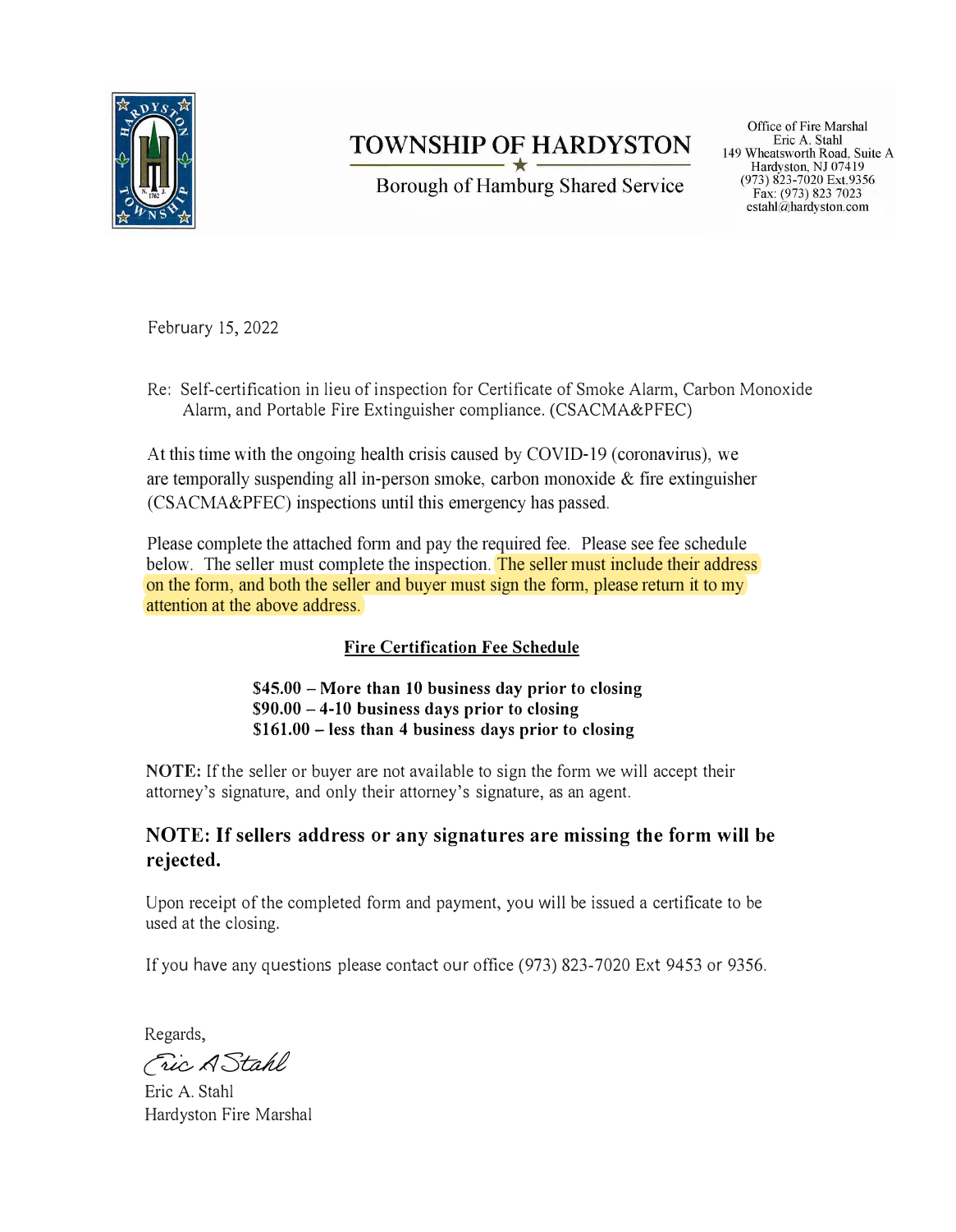# TOWNSHIP OF HARDYSTON

Borough of Hamburg Shared Service

Office of Fire Marshal
Eric A. Stahl
149 Wheatsworth Road, Suite A
Hardyston, NJ 07419
(973) 823-7020 Ext.9356
Fax: (973) 823 7023
estahl@hardyston.com

February 15, 2022

Re: Self-certification in lieu of inspection for Certificate of Smoke Alarm, Carbon Monoxide Alarm, and Portable Fire Extinguisher compliance. (CSACMA&PFEC)

At this time with the ongoing health crisis caused by COVID-19 (coronavirus), we are temporally suspending all in-person smoke, carbon monoxide & fire extinguisher (CSACMA&PFEC) inspections until this emergency has passed.

Please complete the attached form and pay the required fee. Please see fee schedule below. The seller must complete the inspection. The seller must include their address on the form, and both the seller and buyer must sign the form, please return it to my attention at the above address.

**Fire Certification Fee Schedule**

**$45.00 – More than 10 business day prior to closing**
**$90.00 – 4-10 business days prior to closing**
**$161.00 – less than 4 business days prior to closing**

**NOTE:** If the seller or buyer are not available to sign the form we will accept their attorney's signature, and only their attorney's signature, as an agent.

**NOTE: If sellers address or any signatures are missing the form will be rejected.**

Upon receipt of the completed form and payment, you will be issued a certificate to be used at the closing.

If you have any questions please contact our office (973) 823-7020 Ext 9453 or 9356.

Regards,

Eric A Stahl

Eric A. Stahl
Hardyston Fire Marshal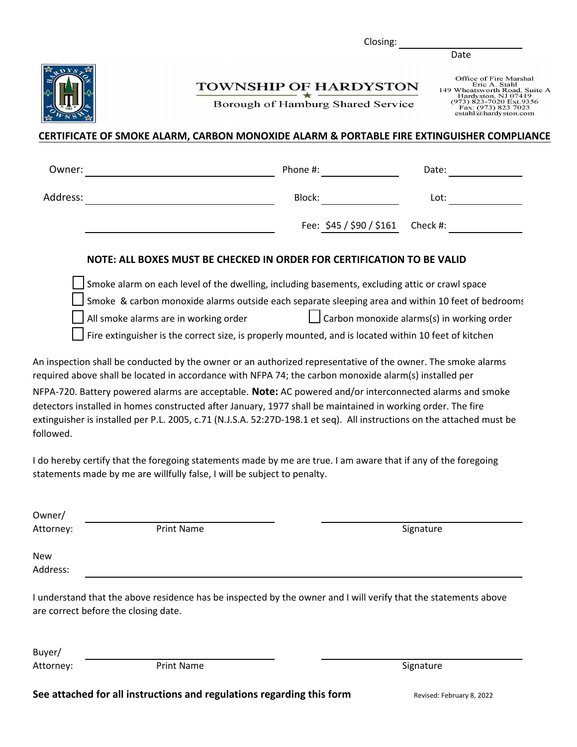Closing: ____________________
Date

**TOWNSHIP OF HARDYSTON**
Borough of Hamburg Shared Service

Office of Fire Marshal
Eric A. Stahl
149 Wheatsworth Road, Suite A
Hardyston, NJ 07419
(973) 823-7020 Ext.9356
Fax: (973) 823 7023
estahl@hardyston.com

## CERTIFICATE OF SMOKE ALARM, CARBON MONOXIDE ALARM & PORTABLE FIRE EXTINGUISHER COMPLIANCE

Owner: ____________________ Phone #: ____________ Date: ____________

Address: ____________________ Block: ____________ Lot: ____________

____________________ Fee: $45 / $90 / $161 Check #: ____________

**NOTE: ALL BOXES MUST BE CHECKED IN ORDER FOR CERTIFICATION TO BE VALID**

- ☐ Smoke alarm on each level of the dwelling, including basements, excluding attic or crawl space
- ☐ Smoke & carbon monoxide alarms outside each separate sleeping area and within 10 feet of bedrooms
- ☐ All smoke alarms are in working order ☐ Carbon monoxide alarms(s) in working order
- ☐ Fire extinguisher is the correct size, is properly mounted, and is located within 10 feet of kitchen

An inspection shall be conducted by the owner or an authorized representative of the owner. The smoke alarms required above shall be located in accordance with NFPA 74; the carbon monoxide alarm(s) installed per NFPA-720. Battery powered alarms are acceptable. **Note:** AC powered and/or interconnected alarms and smoke detectors installed in homes constructed after January, 1977 shall be maintained in working order. The fire extinguisher is installed per P.L. 2005, c.71 (N.J.S.A. 52:27D-198.1 et seq). All instructions on the attached must be followed.

I do hereby certify that the foregoing statements made by me are true. I am aware that if any of the foregoing statements made by me are willfully false, I will be subject to penalty.

Owner/
Attorney: ____________________ ____________________
Print Name Signature

New
Address: ________________________________________

I understand that the above residence has been inspected by the owner and I will verify that the statements above are correct before the closing date.

Buyer/
Attorney: ____________________ ____________________
Print Name Signature

**See attached for all instructions and regulations regarding this form**

Revised: February 8, 2022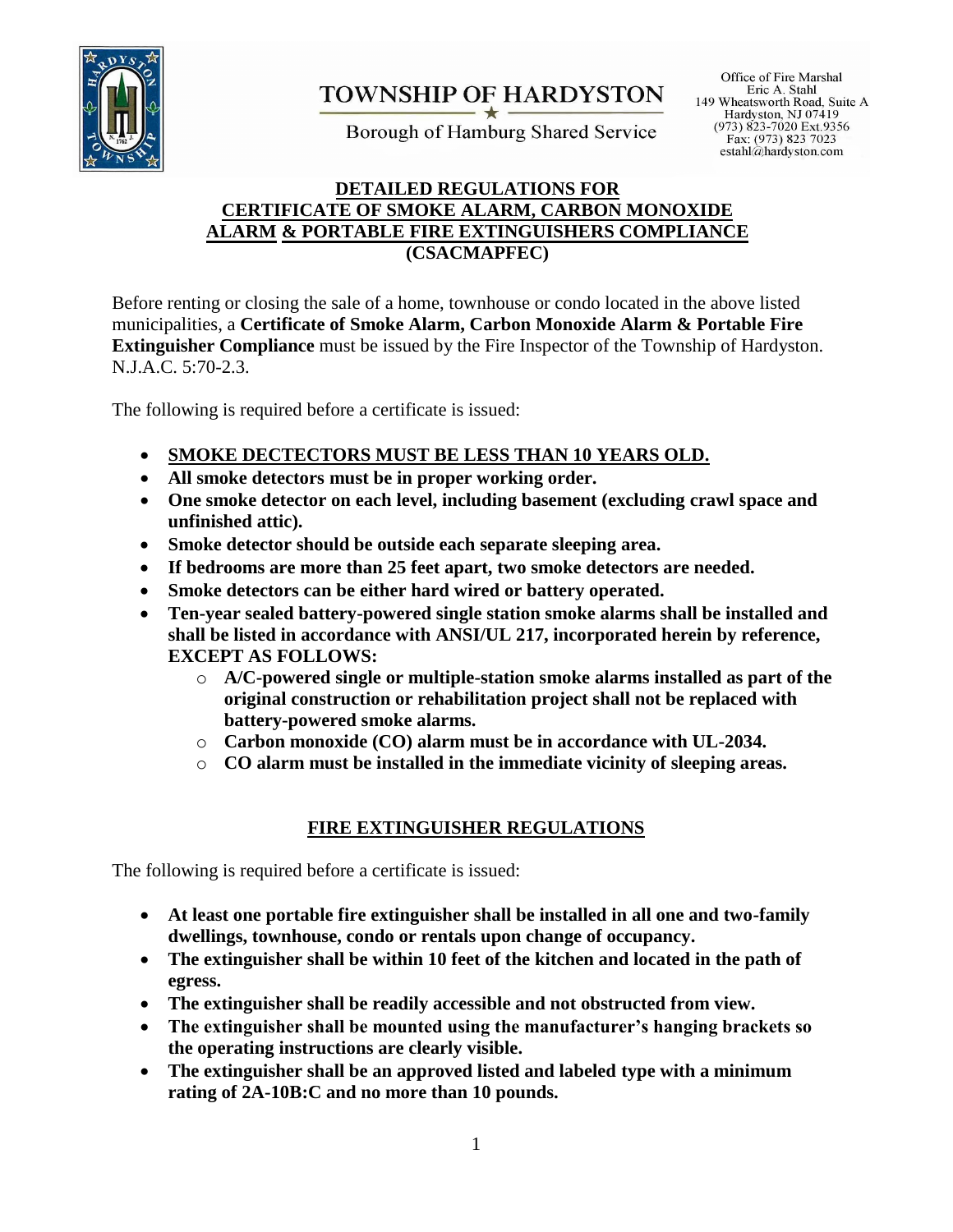# TOWNSHIP OF HARDYSTON

Borough of Hamburg Shared Service

Office of Fire Marshal
Eric A. Stahl
149 Wheatsworth Road, Suite A
Hardyston, NJ 07419
(973) 823-7020 Ext.9356
Fax: (973) 823 7023
estahl@hardyston.com

## DETAILED REGULATIONS FOR CERTIFICATE OF SMOKE ALARM, CARBON MONOXIDE ALARM & PORTABLE FIRE EXTINGUISHERS COMPLIANCE (CSACMAPFEC)

Before renting or closing the sale of a home, townhouse or condo located in the above listed municipalities, a **Certificate of Smoke Alarm, Carbon Monoxide Alarm & Portable Fire Extinguisher Compliance** must be issued by the Fire Inspector of the Township of Hardyston. N.J.A.C. 5:70-2.3.

The following is required before a certificate is issued:

- **SMOKE DECTECTORS MUST BE LESS THAN 10 YEARS OLD.**
- **All smoke detectors must be in proper working order.**
- **One smoke detector on each level, including basement (excluding crawl space and unfinished attic).**
- **Smoke detector should be outside each separate sleeping area.**
- **If bedrooms are more than 25 feet apart, two smoke detectors are needed.**
- **Smoke detectors can be either hard wired or battery operated.**
- **Ten-year sealed battery-powered single station smoke alarms shall be installed and shall be listed in accordance with ANSI/UL 217, incorporated herein by reference, EXCEPT AS FOLLOWS:**
  - **A/C-powered single or multiple-station smoke alarms installed as part of the original construction or rehabilitation project shall not be replaced with battery-powered smoke alarms.**
  - **Carbon monoxide (CO) alarm must be in accordance with UL-2034.**
  - **CO alarm must be installed in the immediate vicinity of sleeping areas.**

## FIRE EXTINGUISHER REGULATIONS

The following is required before a certificate is issued:

- **At least one portable fire extinguisher shall be installed in all one and two-family dwellings, townhouse, condo or rentals upon change of occupancy.**
- **The extinguisher shall be within 10 feet of the kitchen and located in the path of egress.**
- **The extinguisher shall be readily accessible and not obstructed from view.**
- **The extinguisher shall be mounted using the manufacturer's hanging brackets so the operating instructions are clearly visible.**
- **The extinguisher shall be an approved listed and labeled type with a minimum rating of 2A-10B:C and no more than 10 pounds.**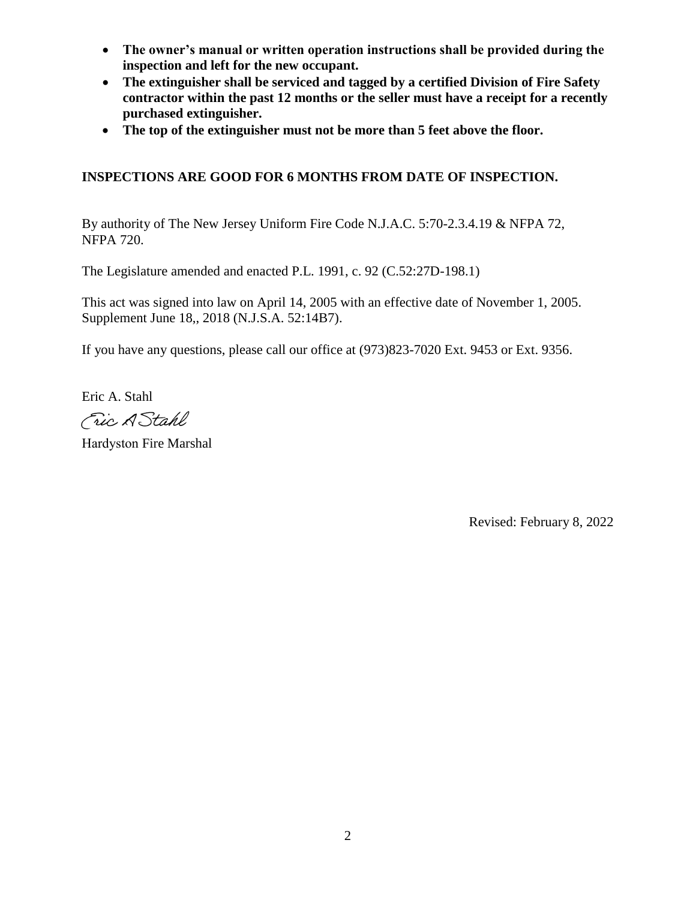- **The owner's manual or written operation instructions shall be provided during the inspection and left for the new occupant.**
- **The extinguisher shall be serviced and tagged by a certified Division of Fire Safety contractor within the past 12 months or the seller must have a receipt for a recently purchased extinguisher.**
- **The top of the extinguisher must not be more than 5 feet above the floor.**

**INSPECTIONS ARE GOOD FOR 6 MONTHS FROM DATE OF INSPECTION.**

By authority of The New Jersey Uniform Fire Code N.J.A.C. 5:70-2.3.4.19 & NFPA 72, NFPA 720.

The Legislature amended and enacted P.L. 1991, c. 92 (C.52:27D-198.1)

This act was signed into law on April 14, 2005 with an effective date of November 1, 2005. Supplement June 18,, 2018 (N.J.S.A. 52:14B7).

If you have any questions, please call our office at (973)823-7020 Ext. 9453 or Ext. 9356.

Eric A. Stahl

Eric A Stahl

Hardyston Fire Marshal

Revised: February 8, 2022